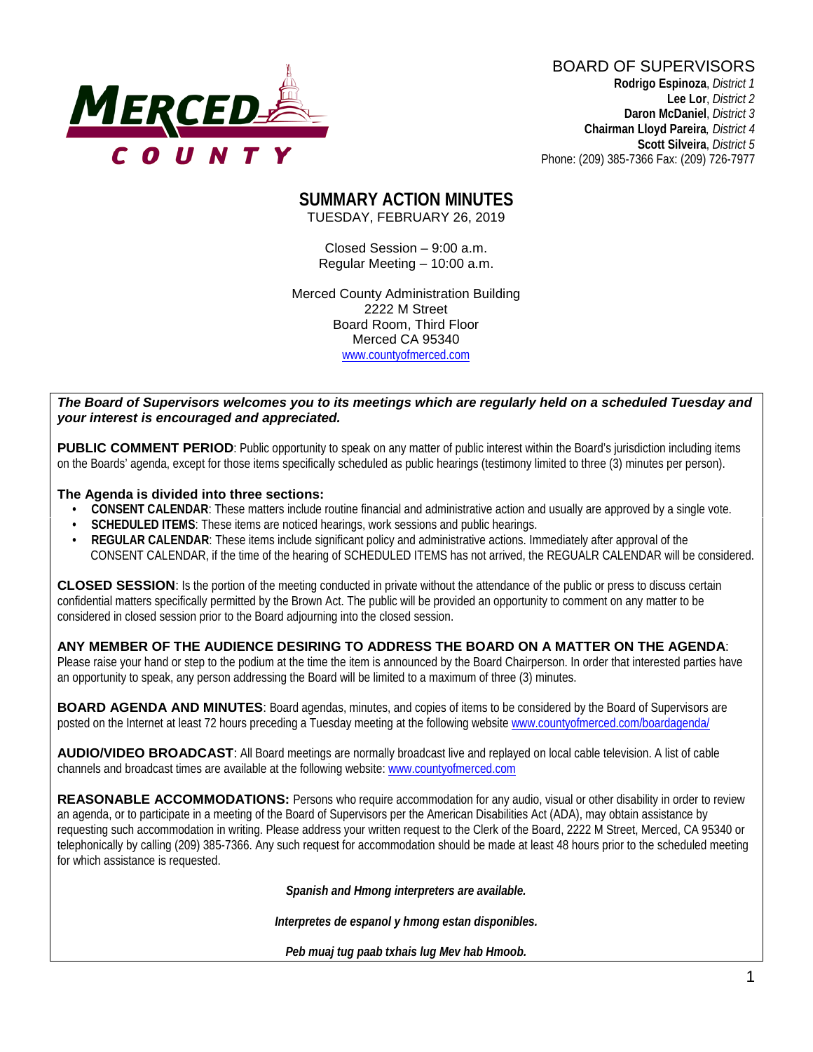# BOARD OF SUPERVISORS

**Rodrigo Espinoza**, *District 1*
**Lee Lor**, *District 2*
**Daron McDaniel**, *District 3*
**Chairman Lloyd Pareira**, *District 4*
**Scott Silveira**, *District 5*
Phone: (209) 385-7366 Fax: (209) 726-7977

# SUMMARY ACTION MINUTES

TUESDAY, FEBRUARY 26, 2019

Closed Session – 9:00 a.m.
Regular Meeting – 10:00 a.m.

Merced County Administration Building
2222 M Street
Board Room, Third Floor
Merced CA 95340
www.countyofmerced.com

***The Board of Supervisors welcomes you to its meetings which are regularly held on a scheduled Tuesday and your interest is encouraged and appreciated.***

**PUBLIC COMMENT PERIOD**: Public opportunity to speak on any matter of public interest within the Board's jurisdiction including items on the Boards' agenda, except for those items specifically scheduled as public hearings (testimony limited to three (3) minutes per person).

**The Agenda is divided into three sections:**

- **CONSENT CALENDAR**: These matters include routine financial and administrative action and usually are approved by a single vote.
- **SCHEDULED ITEMS**: These items are noticed hearings, work sessions and public hearings.
- **REGULAR CALENDAR**: These items include significant policy and administrative actions. Immediately after approval of the CONSENT CALENDAR, if the time of the hearing of SCHEDULED ITEMS has not arrived, the REGUALR CALENDAR will be considered.

**CLOSED SESSION**: Is the portion of the meeting conducted in private without the attendance of the public or press to discuss certain confidential matters specifically permitted by the Brown Act. The public will be provided an opportunity to comment on any matter to be considered in closed session prior to the Board adjourning into the closed session.

**ANY MEMBER OF THE AUDIENCE DESIRING TO ADDRESS THE BOARD ON A MATTER ON THE AGENDA**: Please raise your hand or step to the podium at the time the item is announced by the Board Chairperson. In order that interested parties have an opportunity to speak, any person addressing the Board will be limited to a maximum of three (3) minutes.

**BOARD AGENDA AND MINUTES**: Board agendas, minutes, and copies of items to be considered by the Board of Supervisors are posted on the Internet at least 72 hours preceding a Tuesday meeting at the following website www.countyofmerced.com/boardagenda/

**AUDIO/VIDEO BROADCAST**: All Board meetings are normally broadcast live and replayed on local cable television. A list of cable channels and broadcast times are available at the following website: www.countyofmerced.com

**REASONABLE ACCOMMODATIONS:** Persons who require accommodation for any audio, visual or other disability in order to review an agenda, or to participate in a meeting of the Board of Supervisors per the American Disabilities Act (ADA), may obtain assistance by requesting such accommodation in writing. Please address your written request to the Clerk of the Board, 2222 M Street, Merced, CA 95340 or telephonically by calling (209) 385-7366. Any such request for accommodation should be made at least 48 hours prior to the scheduled meeting for which assistance is requested.

***Spanish and Hmong interpreters are available.***

***Interpretes de espanol y hmong estan disponibles.***

***Peb muaj tug paab txhais lug Mev hab Hmoob.***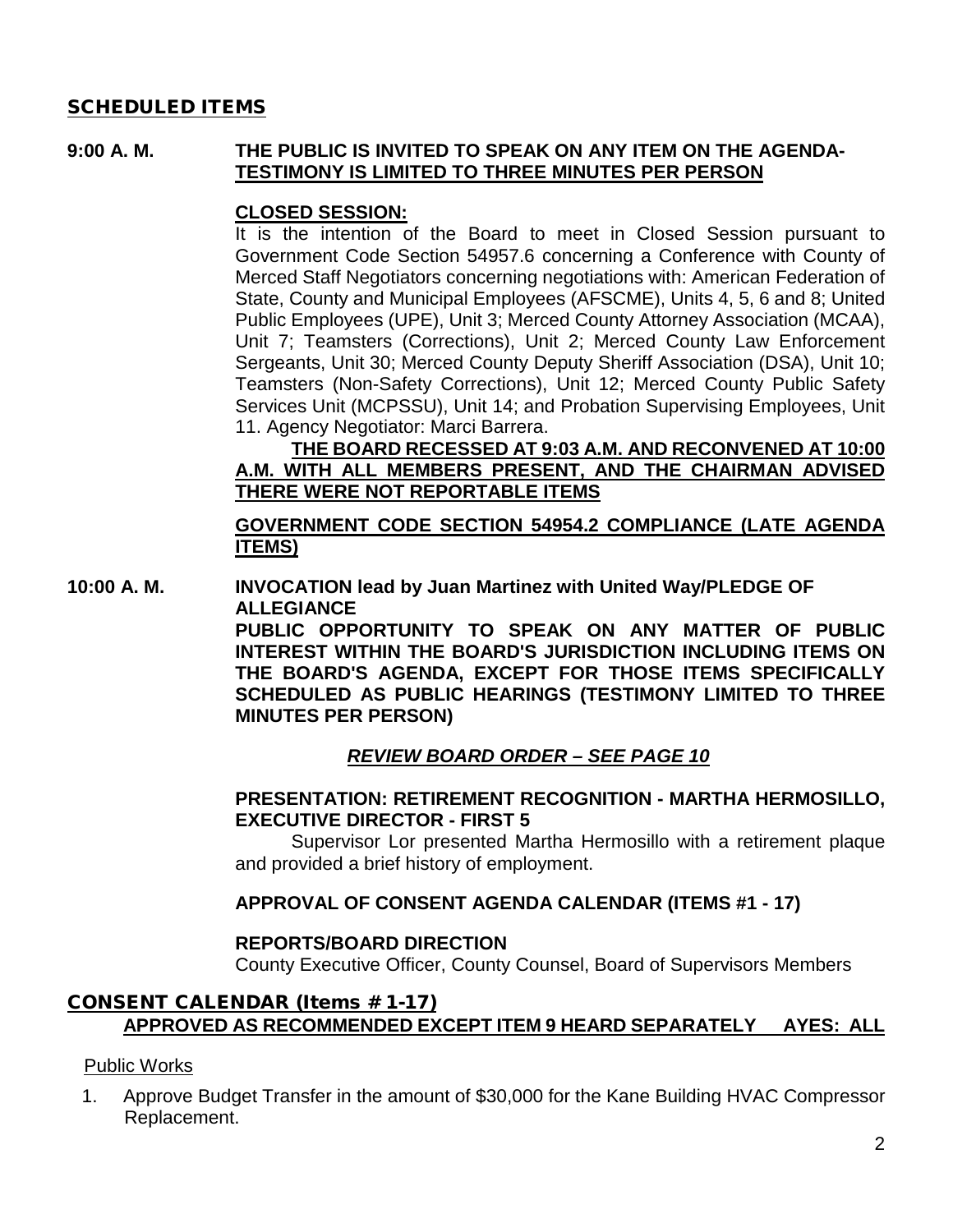## SCHEDULED ITEMS

**9:00 A. M.** **THE PUBLIC IS INVITED TO SPEAK ON ANY ITEM ON THE AGENDA-** **TESTIMONY IS LIMITED TO THREE MINUTES PER PERSON**

**CLOSED SESSION:**

It is the intention of the Board to meet in Closed Session pursuant to Government Code Section 54957.6 concerning a Conference with County of Merced Staff Negotiators concerning negotiations with: American Federation of State, County and Municipal Employees (AFSCME), Units 4, 5, 6 and 8; United Public Employees (UPE), Unit 3; Merced County Attorney Association (MCAA), Unit 7; Teamsters (Corrections), Unit 2; Merced County Law Enforcement Sergeants, Unit 30; Merced County Deputy Sheriff Association (DSA), Unit 10; Teamsters (Non-Safety Corrections), Unit 12; Merced County Public Safety Services Unit (MCPSSU), Unit 14; and Probation Supervising Employees, Unit 11. Agency Negotiator: Marci Barrera.

**THE BOARD RECESSED AT 9:03 A.M. AND RECONVENED AT 10:00 A.M. WITH ALL MEMBERS PRESENT, AND THE CHAIRMAN ADVISED THERE WERE NOT REPORTABLE ITEMS**

**GOVERNMENT CODE SECTION 54954.2 COMPLIANCE (LATE AGENDA ITEMS)**

**10:00 A. M.** **INVOCATION lead by Juan Martinez with United Way/PLEDGE OF ALLEGIANCE**

**PUBLIC OPPORTUNITY TO SPEAK ON ANY MATTER OF PUBLIC INTEREST WITHIN THE BOARD'S JURISDICTION INCLUDING ITEMS ON THE BOARD'S AGENDA, EXCEPT FOR THOSE ITEMS SPECIFICALLY SCHEDULED AS PUBLIC HEARINGS (TESTIMONY LIMITED TO THREE MINUTES PER PERSON)**

***REVIEW BOARD ORDER – SEE PAGE 10***

**PRESENTATION: RETIREMENT RECOGNITION - MARTHA HERMOSILLO, EXECUTIVE DIRECTOR - FIRST 5**

Supervisor Lor presented Martha Hermosillo with a retirement plaque and provided a brief history of employment.

**APPROVAL OF CONSENT AGENDA CALENDAR (ITEMS #1 - 17)**

**REPORTS/BOARD DIRECTION**

County Executive Officer, County Counsel, Board of Supervisors Members

## CONSENT CALENDAR (Items # 1-17)

**APPROVED AS RECOMMENDED EXCEPT ITEM 9 HEARD SEPARATELY AYES: ALL**

Public Works

1. Approve Budget Transfer in the amount of $30,000 for the Kane Building HVAC Compressor Replacement.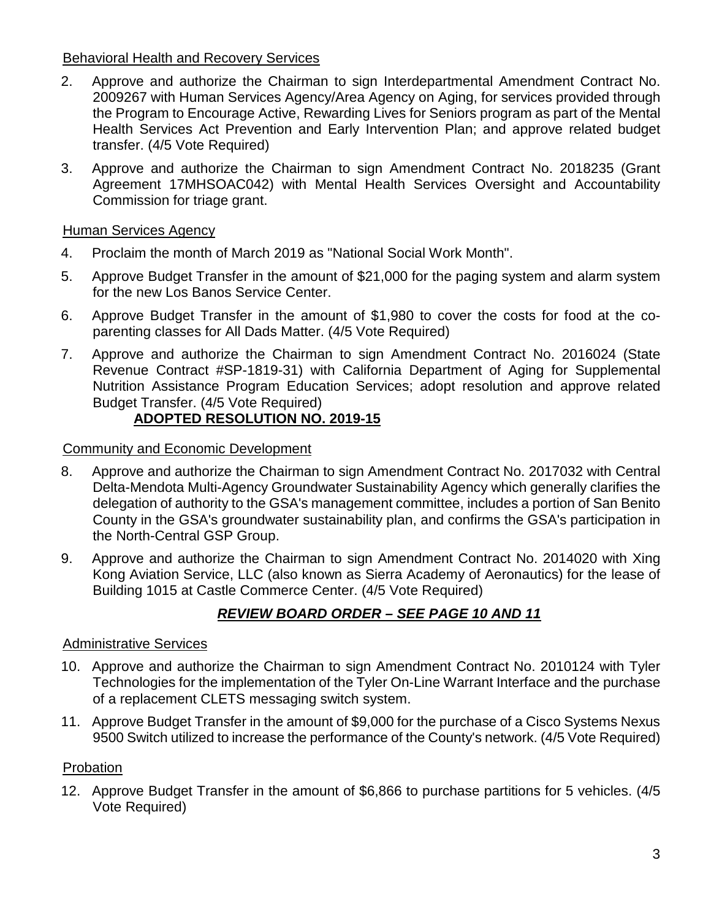Behavioral Health and Recovery Services

2. Approve and authorize the Chairman to sign Interdepartmental Amendment Contract No. 2009267 with Human Services Agency/Area Agency on Aging, for services provided through the Program to Encourage Active, Rewarding Lives for Seniors program as part of the Mental Health Services Act Prevention and Early Intervention Plan; and approve related budget transfer. (4/5 Vote Required)

3. Approve and authorize the Chairman to sign Amendment Contract No. 2018235 (Grant Agreement 17MHSOAC042) with Mental Health Services Oversight and Accountability Commission for triage grant.

Human Services Agency

4. Proclaim the month of March 2019 as "National Social Work Month".

5. Approve Budget Transfer in the amount of $21,000 for the paging system and alarm system for the new Los Banos Service Center.

6. Approve Budget Transfer in the amount of $1,980 to cover the costs for food at the co-parenting classes for All Dads Matter. (4/5 Vote Required)

7. Approve and authorize the Chairman to sign Amendment Contract No. 2016024 (State Revenue Contract #SP-1819-31) with California Department of Aging for Supplemental Nutrition Assistance Program Education Services; adopt resolution and approve related Budget Transfer. (4/5 Vote Required)

   **ADOPTED RESOLUTION NO. 2019-15**

Community and Economic Development

8. Approve and authorize the Chairman to sign Amendment Contract No. 2017032 with Central Delta-Mendota Multi-Agency Groundwater Sustainability Agency which generally clarifies the delegation of authority to the GSA's management committee, includes a portion of San Benito County in the GSA's groundwater sustainability plan, and confirms the GSA's participation in the North-Central GSP Group.

9. Approve and authorize the Chairman to sign Amendment Contract No. 2014020 with Xing Kong Aviation Service, LLC (also known as Sierra Academy of Aeronautics) for the lease of Building 1015 at Castle Commerce Center. (4/5 Vote Required)

***REVIEW BOARD ORDER – SEE PAGE 10 AND 11***

Administrative Services

10. Approve and authorize the Chairman to sign Amendment Contract No. 2010124 with Tyler Technologies for the implementation of the Tyler On-Line Warrant Interface and the purchase of a replacement CLETS messaging switch system.

11. Approve Budget Transfer in the amount of $9,000 for the purchase of a Cisco Systems Nexus 9500 Switch utilized to increase the performance of the County's network. (4/5 Vote Required)

Probation

12. Approve Budget Transfer in the amount of $6,866 to purchase partitions for 5 vehicles. (4/5 Vote Required)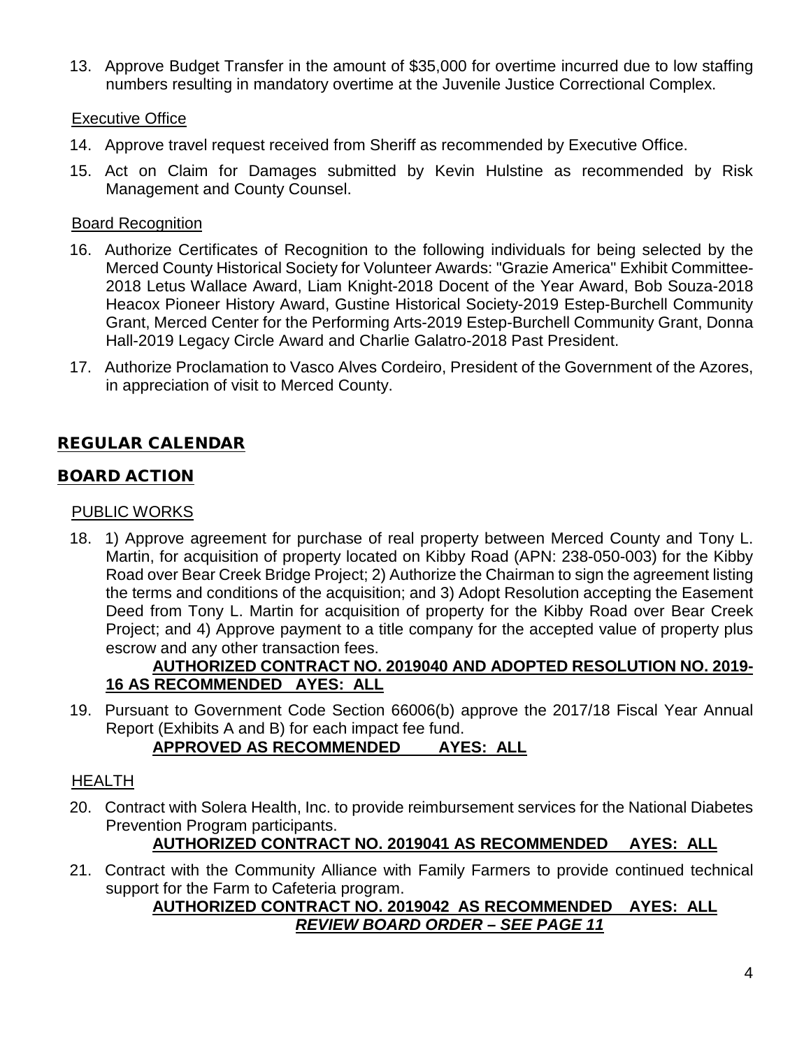13. Approve Budget Transfer in the amount of $35,000 for overtime incurred due to low staffing numbers resulting in mandatory overtime at the Juvenile Justice Correctional Complex.

Executive Office

14. Approve travel request received from Sheriff as recommended by Executive Office.

15. Act on Claim for Damages submitted by Kevin Hulstine as recommended by Risk Management and County Counsel.

Board Recognition

16. Authorize Certificates of Recognition to the following individuals for being selected by the Merced County Historical Society for Volunteer Awards: "Grazie America" Exhibit Committee-2018 Letus Wallace Award, Liam Knight-2018 Docent of the Year Award, Bob Souza-2018 Heacox Pioneer History Award, Gustine Historical Society-2019 Estep-Burchell Community Grant, Merced Center for the Performing Arts-2019 Estep-Burchell Community Grant, Donna Hall-2019 Legacy Circle Award and Charlie Galatro-2018 Past President.

17. Authorize Proclamation to Vasco Alves Cordeiro, President of the Government of the Azores, in appreciation of visit to Merced County.

## REGULAR CALENDAR

## BOARD ACTION

PUBLIC WORKS

18. 1) Approve agreement for purchase of real property between Merced County and Tony L. Martin, for acquisition of property located on Kibby Road (APN: 238-050-003) for the Kibby Road over Bear Creek Bridge Project; 2) Authorize the Chairman to sign the agreement listing the terms and conditions of the acquisition; and 3) Adopt Resolution accepting the Easement Deed from Tony L. Martin for acquisition of property for the Kibby Road over Bear Creek Project; and 4) Approve payment to a title company for the accepted value of property plus escrow and any other transaction fees.

    **AUTHORIZED CONTRACT NO. 2019040 AND ADOPTED RESOLUTION NO. 2019-16 AS RECOMMENDED AYES: ALL**

19. Pursuant to Government Code Section 66006(b) approve the 2017/18 Fiscal Year Annual Report (Exhibits A and B) for each impact fee fund.

    **APPROVED AS RECOMMENDED AYES: ALL**

HEALTH

20. Contract with Solera Health, Inc. to provide reimbursement services for the National Diabetes Prevention Program participants.

    **AUTHORIZED CONTRACT NO. 2019041 AS RECOMMENDED AYES: ALL**

21. Contract with the Community Alliance with Family Farmers to provide continued technical support for the Farm to Cafeteria program.

    **AUTHORIZED CONTRACT NO. 2019042 AS RECOMMENDED AYES: ALL**

    ***REVIEW BOARD ORDER – SEE PAGE 11***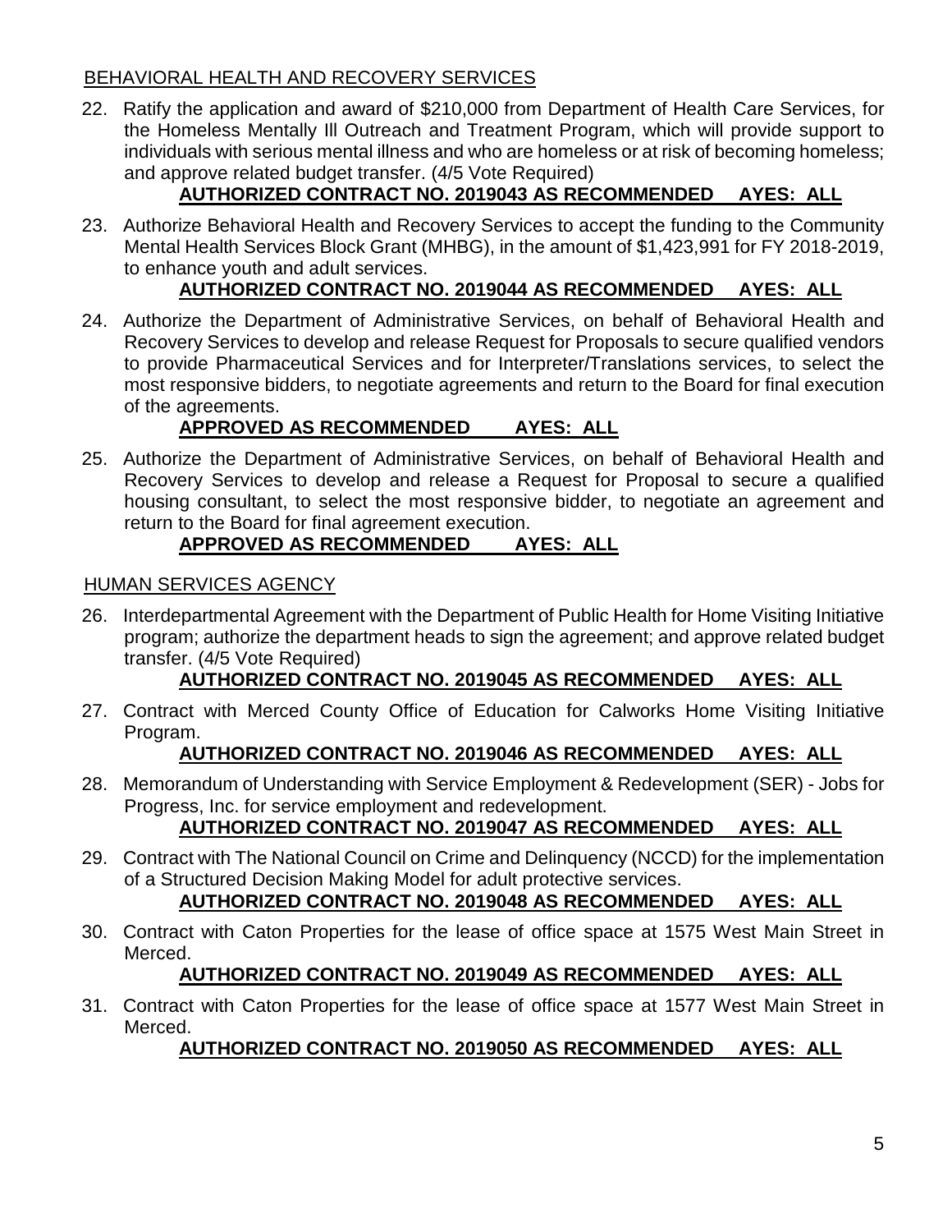## BEHAVIORAL HEALTH AND RECOVERY SERVICES

22. Ratify the application and award of $210,000 from Department of Health Care Services, for the Homeless Mentally Ill Outreach and Treatment Program, which will provide support to individuals with serious mental illness and who are homeless or at risk of becoming homeless; and approve related budget transfer. (4/5 Vote Required)

    **AUTHORIZED CONTRACT NO. 2019043 AS RECOMMENDED AYES: ALL**

23. Authorize Behavioral Health and Recovery Services to accept the funding to the Community Mental Health Services Block Grant (MHBG), in the amount of $1,423,991 for FY 2018-2019, to enhance youth and adult services.

    **AUTHORIZED CONTRACT NO. 2019044 AS RECOMMENDED AYES: ALL**

24. Authorize the Department of Administrative Services, on behalf of Behavioral Health and Recovery Services to develop and release Request for Proposals to secure qualified vendors to provide Pharmaceutical Services and for Interpreter/Translations services, to select the most responsive bidders, to negotiate agreements and return to the Board for final execution of the agreements.

    **APPROVED AS RECOMMENDED AYES: ALL**

25. Authorize the Department of Administrative Services, on behalf of Behavioral Health and Recovery Services to develop and release a Request for Proposal to secure a qualified housing consultant, to select the most responsive bidder, to negotiate an agreement and return to the Board for final agreement execution.

    **APPROVED AS RECOMMENDED AYES: ALL**

## HUMAN SERVICES AGENCY

26. Interdepartmental Agreement with the Department of Public Health for Home Visiting Initiative program; authorize the department heads to sign the agreement; and approve related budget transfer. (4/5 Vote Required)

    **AUTHORIZED CONTRACT NO. 2019045 AS RECOMMENDED AYES: ALL**

27. Contract with Merced County Office of Education for Calworks Home Visiting Initiative Program.

    **AUTHORIZED CONTRACT NO. 2019046 AS RECOMMENDED AYES: ALL**

28. Memorandum of Understanding with Service Employment & Redevelopment (SER) - Jobs for Progress, Inc. for service employment and redevelopment.

    **AUTHORIZED CONTRACT NO. 2019047 AS RECOMMENDED AYES: ALL**

29. Contract with The National Council on Crime and Delinquency (NCCD) for the implementation of a Structured Decision Making Model for adult protective services.

    **AUTHORIZED CONTRACT NO. 2019048 AS RECOMMENDED AYES: ALL**

30. Contract with Caton Properties for the lease of office space at 1575 West Main Street in Merced.

    **AUTHORIZED CONTRACT NO. 2019049 AS RECOMMENDED AYES: ALL**

31. Contract with Caton Properties for the lease of office space at 1577 West Main Street in Merced.

    **AUTHORIZED CONTRACT NO. 2019050 AS RECOMMENDED AYES: ALL**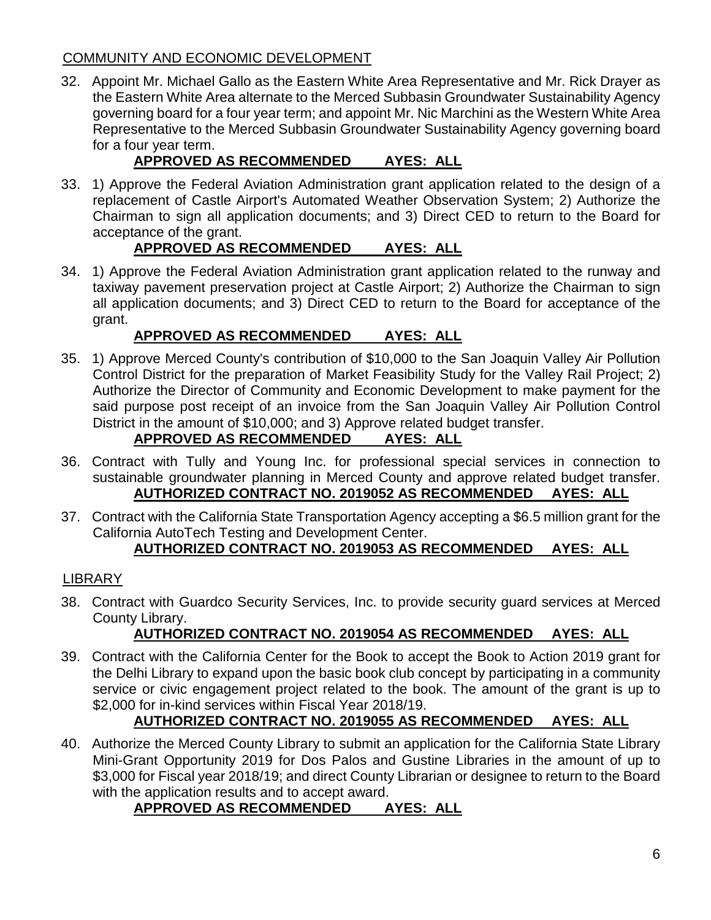## COMMUNITY AND ECONOMIC DEVELOPMENT

32. Appoint Mr. Michael Gallo as the Eastern White Area Representative and Mr. Rick Drayer as the Eastern White Area alternate to the Merced Subbasin Groundwater Sustainability Agency governing board for a four year term; and appoint Mr. Nic Marchini as the Western White Area Representative to the Merced Subbasin Groundwater Sustainability Agency governing board for a four year term.

    **APPROVED AS RECOMMENDED AYES: ALL**

33. 1) Approve the Federal Aviation Administration grant application related to the design of a replacement of Castle Airport's Automated Weather Observation System; 2) Authorize the Chairman to sign all application documents; and 3) Direct CED to return to the Board for acceptance of the grant.

    **APPROVED AS RECOMMENDED AYES: ALL**

34. 1) Approve the Federal Aviation Administration grant application related to the runway and taxiway pavement preservation project at Castle Airport; 2) Authorize the Chairman to sign all application documents; and 3) Direct CED to return to the Board for acceptance of the grant.

    **APPROVED AS RECOMMENDED AYES: ALL**

35. 1) Approve Merced County's contribution of $10,000 to the San Joaquin Valley Air Pollution Control District for the preparation of Market Feasibility Study for the Valley Rail Project; 2) Authorize the Director of Community and Economic Development to make payment for the said purpose post receipt of an invoice from the San Joaquin Valley Air Pollution Control District in the amount of $10,000; and 3) Approve related budget transfer.

    **APPROVED AS RECOMMENDED AYES: ALL**

36. Contract with Tully and Young Inc. for professional special services in connection to sustainable groundwater planning in Merced County and approve related budget transfer.

    **AUTHORIZED CONTRACT NO. 2019052 AS RECOMMENDED AYES: ALL**

37. Contract with the California State Transportation Agency accepting a $6.5 million grant for the California AutoTech Testing and Development Center.

    **AUTHORIZED CONTRACT NO. 2019053 AS RECOMMENDED AYES: ALL**

## LIBRARY

38. Contract with Guardco Security Services, Inc. to provide security guard services at Merced County Library.

    **AUTHORIZED CONTRACT NO. 2019054 AS RECOMMENDED AYES: ALL**

39. Contract with the California Center for the Book to accept the Book to Action 2019 grant for the Delhi Library to expand upon the basic book club concept by participating in a community service or civic engagement project related to the book. The amount of the grant is up to $2,000 for in-kind services within Fiscal Year 2018/19.

    **AUTHORIZED CONTRACT NO. 2019055 AS RECOMMENDED AYES: ALL**

40. Authorize the Merced County Library to submit an application for the California State Library Mini-Grant Opportunity 2019 for Dos Palos and Gustine Libraries in the amount of up to $3,000 for Fiscal year 2018/19; and direct County Librarian or designee to return to the Board with the application results and to accept award.

    **APPROVED AS RECOMMENDED AYES: ALL**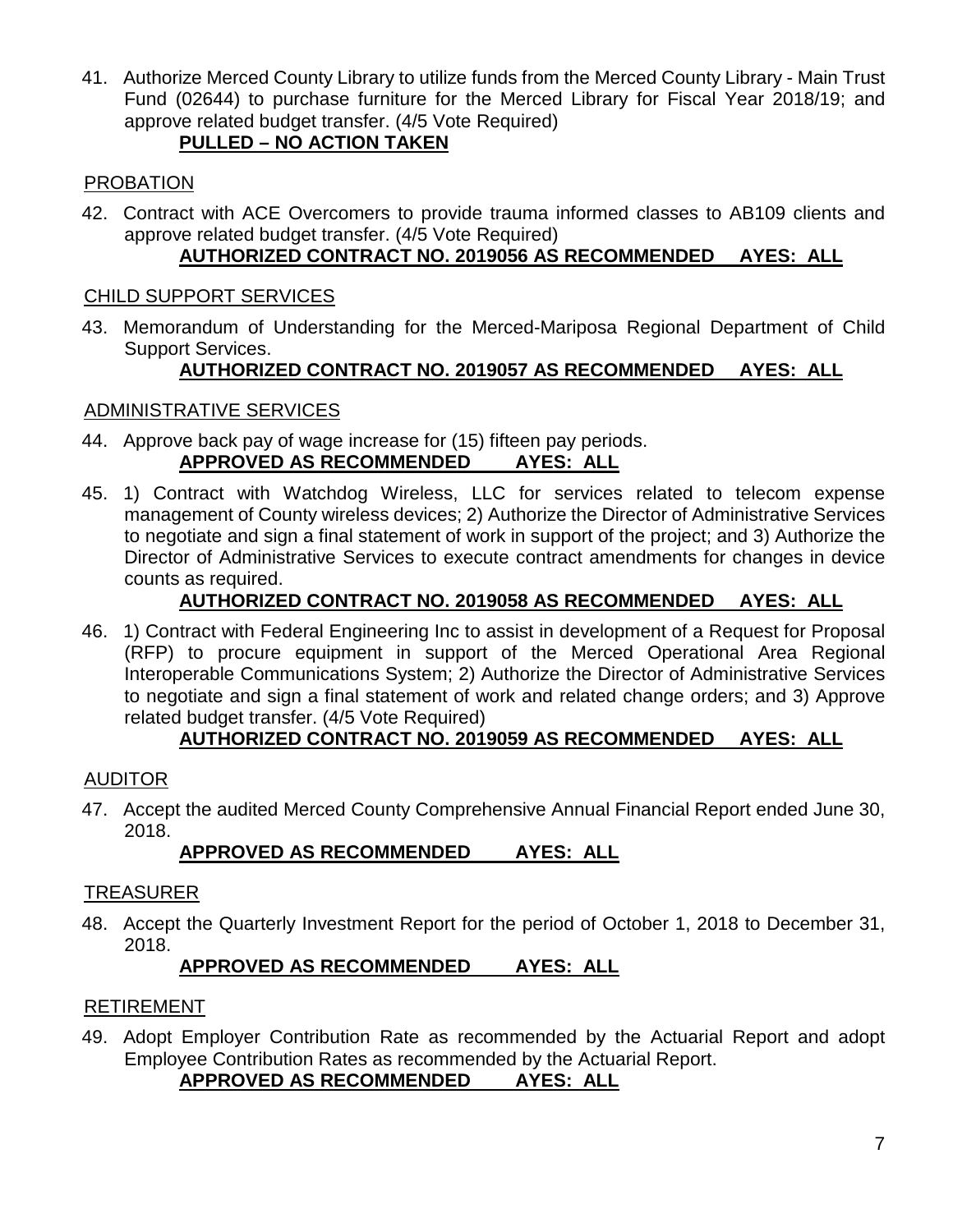41. Authorize Merced County Library to utilize funds from the Merced County Library - Main Trust Fund (02644) to purchase furniture for the Merced Library for Fiscal Year 2018/19; and approve related budget transfer. (4/5 Vote Required)

**PULLED – NO ACTION TAKEN**

PROBATION

42. Contract with ACE Overcomers to provide trauma informed classes to AB109 clients and approve related budget transfer. (4/5 Vote Required)

**AUTHORIZED CONTRACT NO. 2019056 AS RECOMMENDED AYES: ALL**

CHILD SUPPORT SERVICES

43. Memorandum of Understanding for the Merced-Mariposa Regional Department of Child Support Services.

**AUTHORIZED CONTRACT NO. 2019057 AS RECOMMENDED AYES: ALL**

ADMINISTRATIVE SERVICES

44. Approve back pay of wage increase for (15) fifteen pay periods.

**APPROVED AS RECOMMENDED AYES: ALL**

45. 1) Contract with Watchdog Wireless, LLC for services related to telecom expense management of County wireless devices; 2) Authorize the Director of Administrative Services to negotiate and sign a final statement of work in support of the project; and 3) Authorize the Director of Administrative Services to execute contract amendments for changes in device counts as required.

**AUTHORIZED CONTRACT NO. 2019058 AS RECOMMENDED AYES: ALL**

46. 1) Contract with Federal Engineering Inc to assist in development of a Request for Proposal (RFP) to procure equipment in support of the Merced Operational Area Regional Interoperable Communications System; 2) Authorize the Director of Administrative Services to negotiate and sign a final statement of work and related change orders; and 3) Approve related budget transfer. (4/5 Vote Required)

**AUTHORIZED CONTRACT NO. 2019059 AS RECOMMENDED AYES: ALL**

AUDITOR

47. Accept the audited Merced County Comprehensive Annual Financial Report ended June 30, 2018.

**APPROVED AS RECOMMENDED AYES: ALL**

TREASURER

48. Accept the Quarterly Investment Report for the period of October 1, 2018 to December 31, 2018.

**APPROVED AS RECOMMENDED AYES: ALL**

RETIREMENT

49. Adopt Employer Contribution Rate as recommended by the Actuarial Report and adopt Employee Contribution Rates as recommended by the Actuarial Report.

**APPROVED AS RECOMMENDED AYES: ALL**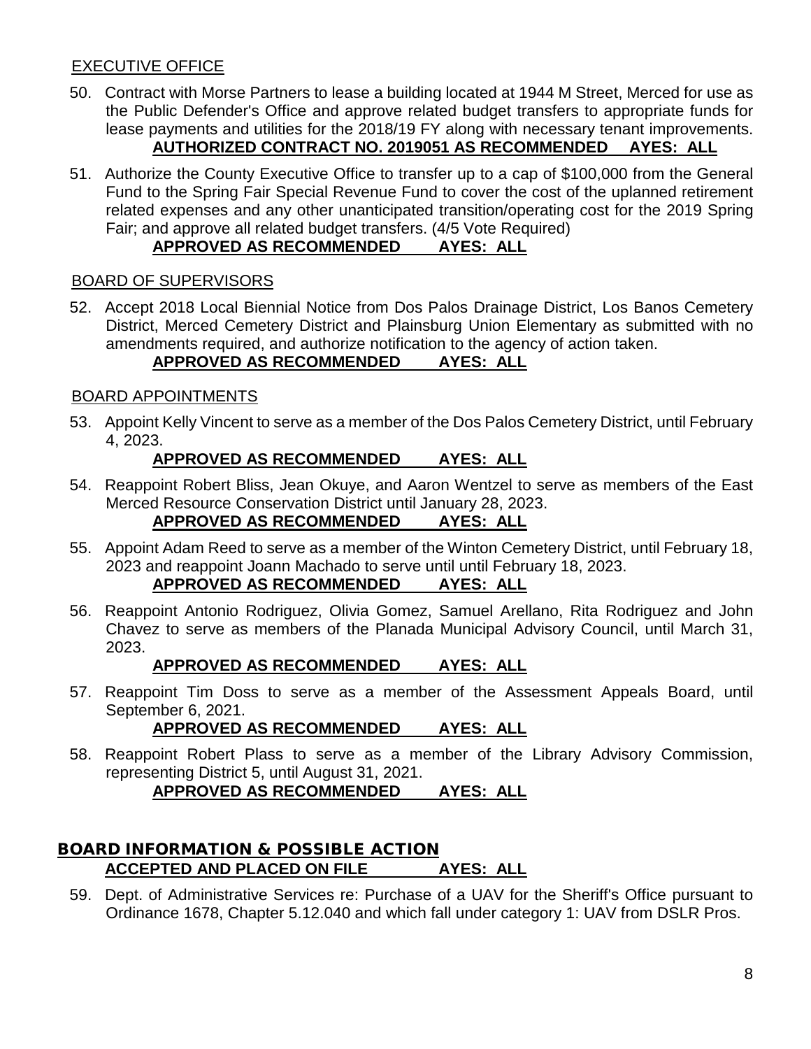## EXECUTIVE OFFICE

50. Contract with Morse Partners to lease a building located at 1944 M Street, Merced for use as the Public Defender's Office and approve related budget transfers to appropriate funds for lease payments and utilities for the 2018/19 FY along with necessary tenant improvements.
**AUTHORIZED CONTRACT NO. 2019051 AS RECOMMENDED AYES: ALL**

51. Authorize the County Executive Office to transfer up to a cap of $100,000 from the General Fund to the Spring Fair Special Revenue Fund to cover the cost of the uplanned retirement related expenses and any other unanticipated transition/operating cost for the 2019 Spring Fair; and approve all related budget transfers. (4/5 Vote Required)
**APPROVED AS RECOMMENDED AYES: ALL**

## BOARD OF SUPERVISORS

52. Accept 2018 Local Biennial Notice from Dos Palos Drainage District, Los Banos Cemetery District, Merced Cemetery District and Plainsburg Union Elementary as submitted with no amendments required, and authorize notification to the agency of action taken.
**APPROVED AS RECOMMENDED AYES: ALL**

## BOARD APPOINTMENTS

53. Appoint Kelly Vincent to serve as a member of the Dos Palos Cemetery District, until February 4, 2023.
**APPROVED AS RECOMMENDED AYES: ALL**

54. Reappoint Robert Bliss, Jean Okuye, and Aaron Wentzel to serve as members of the East Merced Resource Conservation District until January 28, 2023.
**APPROVED AS RECOMMENDED AYES: ALL**

55. Appoint Adam Reed to serve as a member of the Winton Cemetery District, until February 18, 2023 and reappoint Joann Machado to serve until until February 18, 2023.
**APPROVED AS RECOMMENDED AYES: ALL**

56. Reappoint Antonio Rodriguez, Olivia Gomez, Samuel Arellano, Rita Rodriguez and John Chavez to serve as members of the Planada Municipal Advisory Council, until March 31, 2023.
**APPROVED AS RECOMMENDED AYES: ALL**

57. Reappoint Tim Doss to serve as a member of the Assessment Appeals Board, until September 6, 2021.
**APPROVED AS RECOMMENDED AYES: ALL**

58. Reappoint Robert Plass to serve as a member of the Library Advisory Commission, representing District 5, until August 31, 2021.
**APPROVED AS RECOMMENDED AYES: ALL**

# BOARD INFORMATION & POSSIBLE ACTION

**ACCEPTED AND PLACED ON FILE AYES: ALL**

59. Dept. of Administrative Services re: Purchase of a UAV for the Sheriff's Office pursuant to Ordinance 1678, Chapter 5.12.040 and which fall under category 1: UAV from DSLR Pros.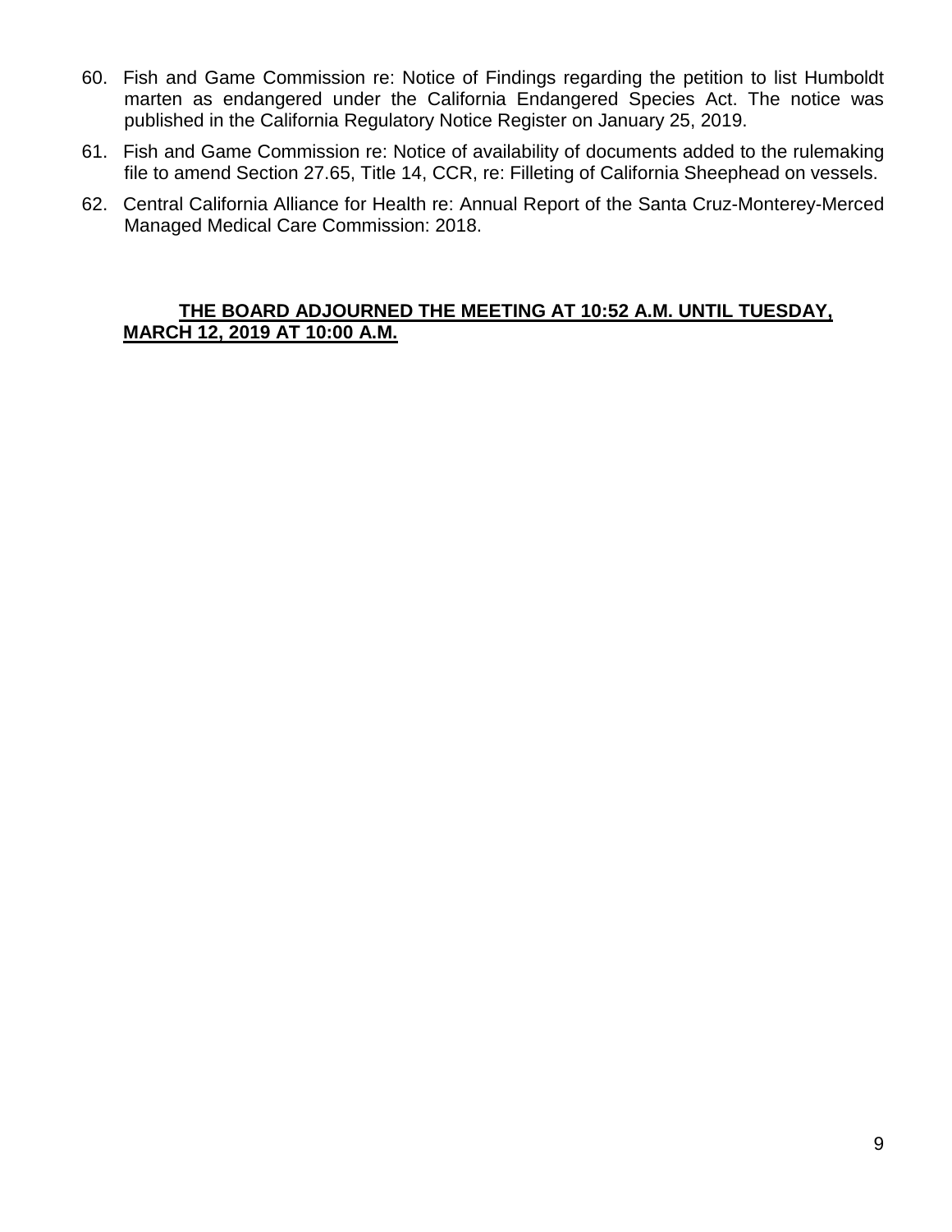60. Fish and Game Commission re: Notice of Findings regarding the petition to list Humboldt marten as endangered under the California Endangered Species Act. The notice was published in the California Regulatory Notice Register on January 25, 2019.

61. Fish and Game Commission re: Notice of availability of documents added to the rulemaking file to amend Section 27.65, Title 14, CCR, re: Filleting of California Sheephead on vessels.

62. Central California Alliance for Health re: Annual Report of the Santa Cruz-Monterey-Merced Managed Medical Care Commission: 2018.

**THE BOARD ADJOURNED THE MEETING AT 10:52 A.M. UNTIL TUESDAY, MARCH 12, 2019 AT 10:00 A.M.**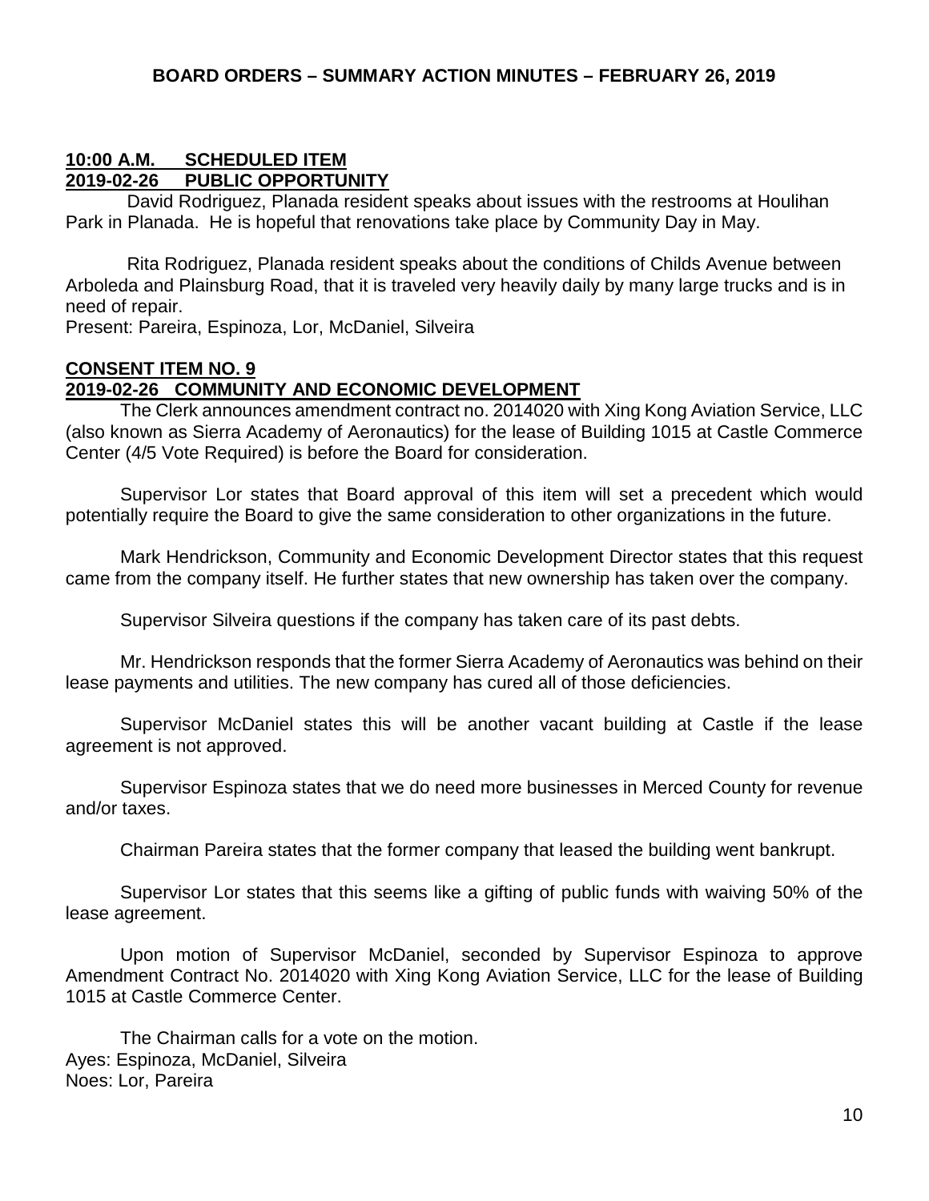## BOARD ORDERS – SUMMARY ACTION MINUTES – FEBRUARY 26, 2019

**10:00 A.M. SCHEDULED ITEM**
**2019-02-26 PUBLIC OPPORTUNITY**

David Rodriguez, Planada resident speaks about issues with the restrooms at Houlihan Park in Planada. He is hopeful that renovations take place by Community Day in May.

Rita Rodriguez, Planada resident speaks about the conditions of Childs Avenue between Arboleda and Plainsburg Road, that it is traveled very heavily daily by many large trucks and is in need of repair.

Present: Pareira, Espinoza, Lor, McDaniel, Silveira

**CONSENT ITEM NO. 9**
**2019-02-26 COMMUNITY AND ECONOMIC DEVELOPMENT**

The Clerk announces amendment contract no. 2014020 with Xing Kong Aviation Service, LLC (also known as Sierra Academy of Aeronautics) for the lease of Building 1015 at Castle Commerce Center (4/5 Vote Required) is before the Board for consideration.

Supervisor Lor states that Board approval of this item will set a precedent which would potentially require the Board to give the same consideration to other organizations in the future.

Mark Hendrickson, Community and Economic Development Director states that this request came from the company itself. He further states that new ownership has taken over the company.

Supervisor Silveira questions if the company has taken care of its past debts.

Mr. Hendrickson responds that the former Sierra Academy of Aeronautics was behind on their lease payments and utilities. The new company has cured all of those deficiencies.

Supervisor McDaniel states this will be another vacant building at Castle if the lease agreement is not approved.

Supervisor Espinoza states that we do need more businesses in Merced County for revenue and/or taxes.

Chairman Pareira states that the former company that leased the building went bankrupt.

Supervisor Lor states that this seems like a gifting of public funds with waiving 50% of the lease agreement.

Upon motion of Supervisor McDaniel, seconded by Supervisor Espinoza to approve Amendment Contract No. 2014020 with Xing Kong Aviation Service, LLC for the lease of Building 1015 at Castle Commerce Center.

The Chairman calls for a vote on the motion.

Ayes: Espinoza, McDaniel, Silveira
Noes: Lor, Pareira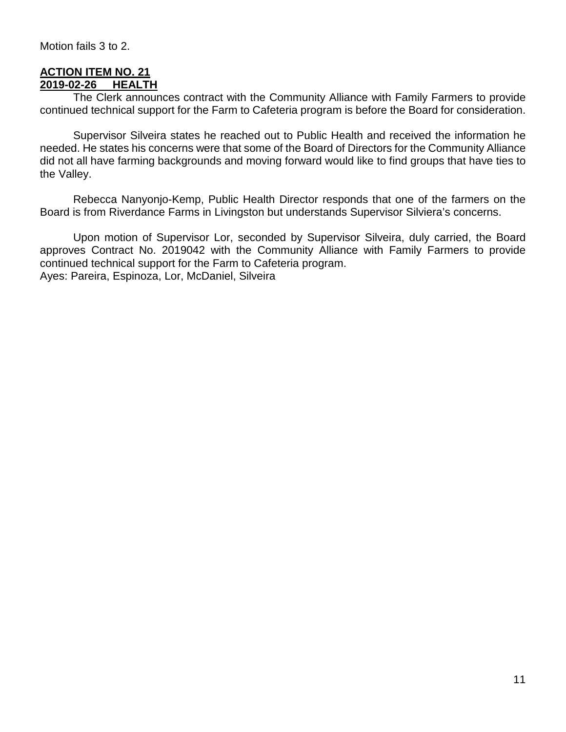Motion fails 3 to 2.

**ACTION ITEM NO. 21**
**2019-02-26 HEALTH**

The Clerk announces contract with the Community Alliance with Family Farmers to provide continued technical support for the Farm to Cafeteria program is before the Board for consideration.

Supervisor Silveira states he reached out to Public Health and received the information he needed. He states his concerns were that some of the Board of Directors for the Community Alliance did not all have farming backgrounds and moving forward would like to find groups that have ties to the Valley.

Rebecca Nanyonjo-Kemp, Public Health Director responds that one of the farmers on the Board is from Riverdance Farms in Livingston but understands Supervisor Silviera's concerns.

Upon motion of Supervisor Lor, seconded by Supervisor Silveira, duly carried, the Board approves Contract No. 2019042 with the Community Alliance with Family Farmers to provide continued technical support for the Farm to Cafeteria program.
Ayes: Pareira, Espinoza, Lor, McDaniel, Silveira